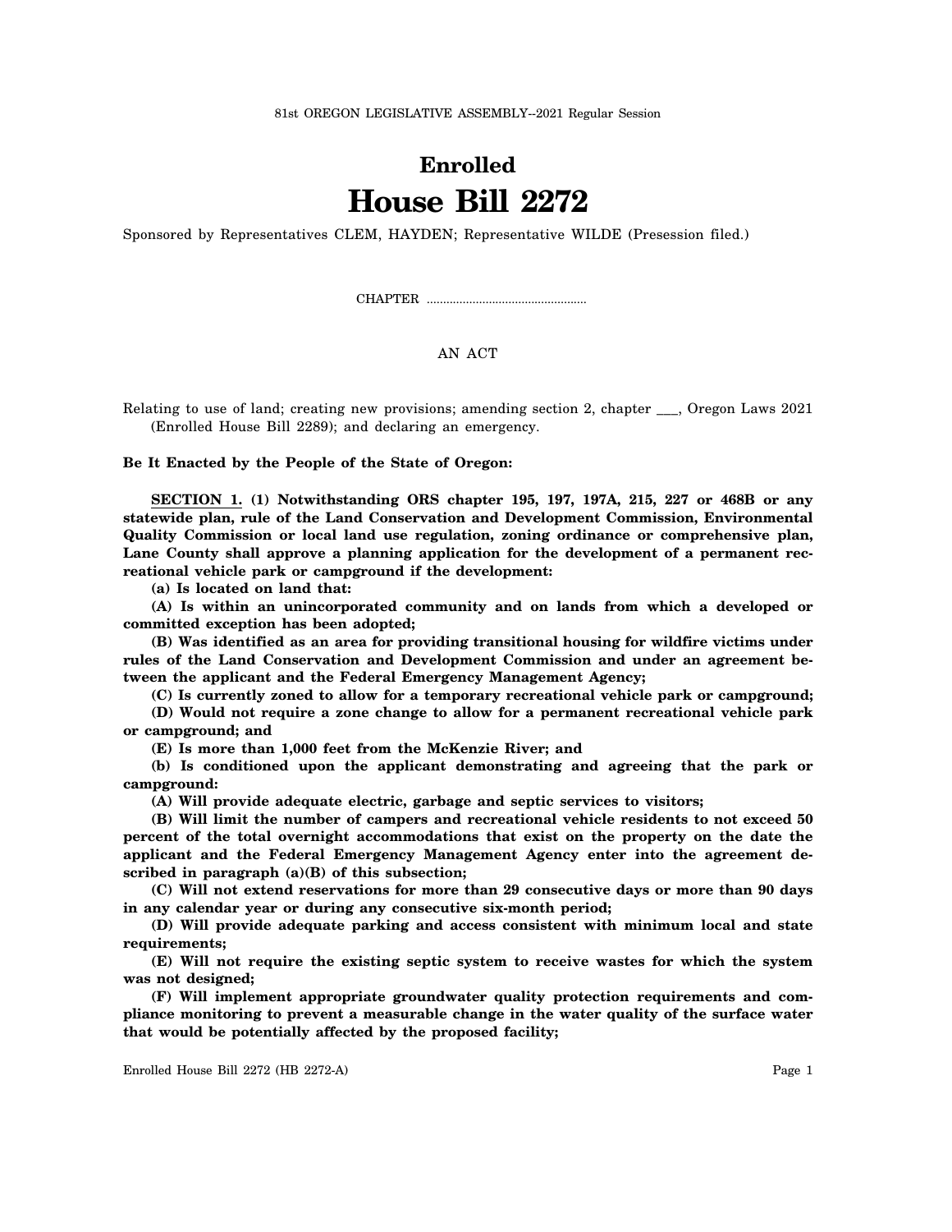81st OREGON LEGISLATIVE ASSEMBLY--2021 Regular Session

# Enrolled
# House Bill 2272

Sponsored by Representatives CLEM, HAYDEN; Representative WILDE (Presession filed.)

CHAPTER ................................................

AN ACT

Relating to use of land; creating new provisions; amending section 2, chapter ___, Oregon Laws 2021 (Enrolled House Bill 2289); and declaring an emergency.

**Be It Enacted by the People of the State of Oregon:**

**SECTION 1. (1) Notwithstanding ORS chapter 195, 197, 197A, 215, 227 or 468B or any statewide plan, rule of the Land Conservation and Development Commission, Environmental Quality Commission or local land use regulation, zoning ordinance or comprehensive plan, Lane County shall approve a planning application for the development of a permanent recreational vehicle park or campground if the development:**

**(a) Is located on land that:**

**(A) Is within an unincorporated community and on lands from which a developed or committed exception has been adopted;**

**(B) Was identified as an area for providing transitional housing for wildfire victims under rules of the Land Conservation and Development Commission and under an agreement between the applicant and the Federal Emergency Management Agency;**

**(C) Is currently zoned to allow for a temporary recreational vehicle park or campground;**

**(D) Would not require a zone change to allow for a permanent recreational vehicle park or campground; and**

**(E) Is more than 1,000 feet from the McKenzie River; and**

**(b) Is conditioned upon the applicant demonstrating and agreeing that the park or campground:**

**(A) Will provide adequate electric, garbage and septic services to visitors;**

**(B) Will limit the number of campers and recreational vehicle residents to not exceed 50 percent of the total overnight accommodations that exist on the property on the date the applicant and the Federal Emergency Management Agency enter into the agreement described in paragraph (a)(B) of this subsection;**

**(C) Will not extend reservations for more than 29 consecutive days or more than 90 days in any calendar year or during any consecutive six-month period;**

**(D) Will provide adequate parking and access consistent with minimum local and state requirements;**

**(E) Will not require the existing septic system to receive wastes for which the system was not designed;**

**(F) Will implement appropriate groundwater quality protection requirements and compliance monitoring to prevent a measurable change in the water quality of the surface water that would be potentially affected by the proposed facility;**

Enrolled House Bill 2272 (HB 2272-A)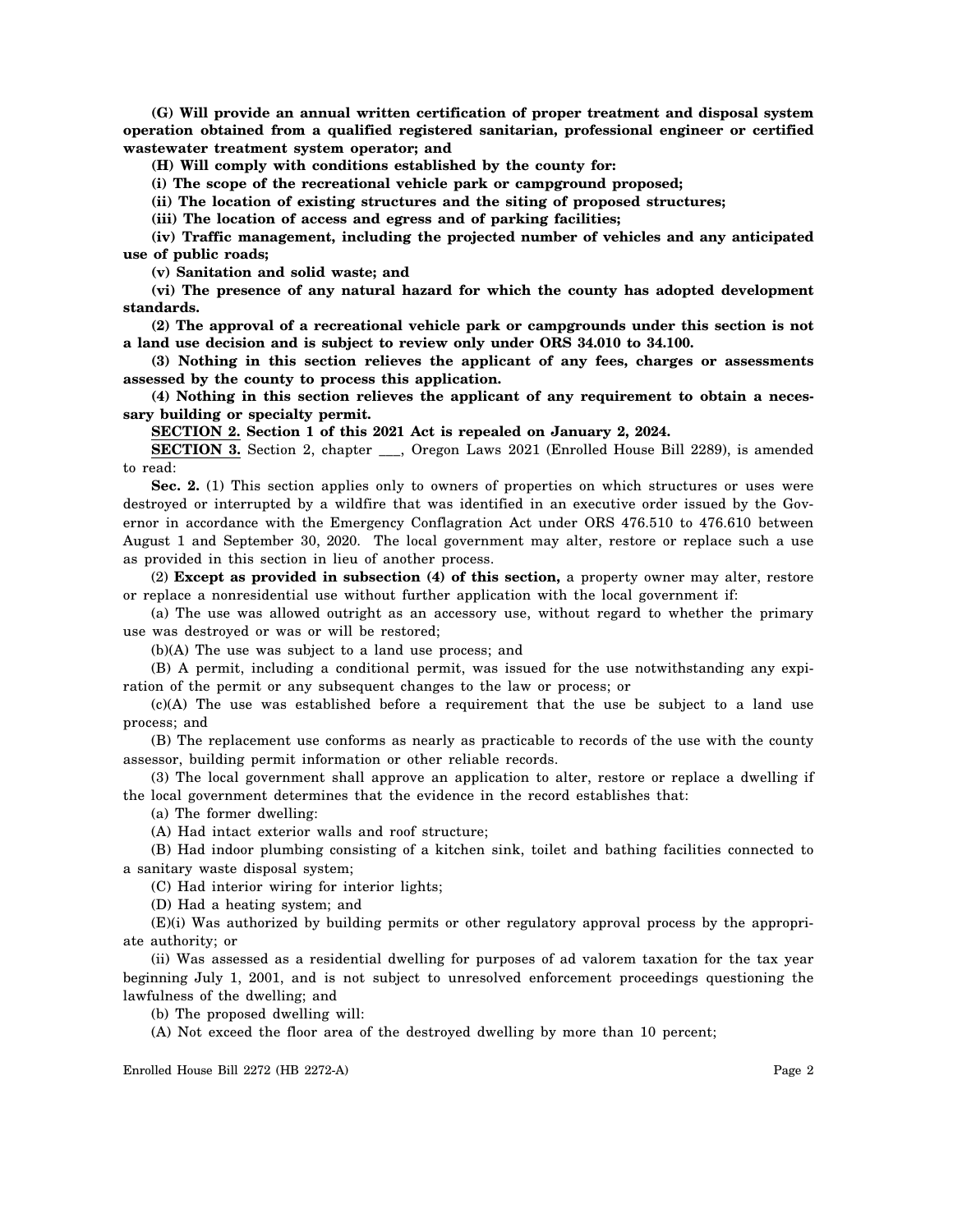**(G) Will provide an annual written certification of proper treatment and disposal system operation obtained from a qualified registered sanitarian, professional engineer or certified wastewater treatment system operator; and**

**(H) Will comply with conditions established by the county for:**

**(i) The scope of the recreational vehicle park or campground proposed;**

**(ii) The location of existing structures and the siting of proposed structures;**

**(iii) The location of access and egress and of parking facilities;**

**(iv) Traffic management, including the projected number of vehicles and any anticipated use of public roads;**

**(v) Sanitation and solid waste; and**

**(vi) The presence of any natural hazard for which the county has adopted development standards.**

**(2) The approval of a recreational vehicle park or campgrounds under this section is not a land use decision and is subject to review only under ORS 34.010 to 34.100.**

**(3) Nothing in this section relieves the applicant of any fees, charges or assessments assessed by the county to process this application.**

**(4) Nothing in this section relieves the applicant of any requirement to obtain a necessary building or specialty permit.**

**SECTION 2. Section 1 of this 2021 Act is repealed on January 2, 2024.**

**SECTION 3.** Section 2, chapter \_\_\_, Oregon Laws 2021 (Enrolled House Bill 2289), is amended to read:

**Sec. 2.** (1) This section applies only to owners of properties on which structures or uses were destroyed or interrupted by a wildfire that was identified in an executive order issued by the Governor in accordance with the Emergency Conflagration Act under ORS 476.510 to 476.610 between August 1 and September 30, 2020. The local government may alter, restore or replace such a use as provided in this section in lieu of another process.

(2) **Except as provided in subsection (4) of this section,** a property owner may alter, restore or replace a nonresidential use without further application with the local government if:

(a) The use was allowed outright as an accessory use, without regard to whether the primary use was destroyed or was or will be restored;

(b)(A) The use was subject to a land use process; and

(B) A permit, including a conditional permit, was issued for the use notwithstanding any expiration of the permit or any subsequent changes to the law or process; or

(c)(A) The use was established before a requirement that the use be subject to a land use process; and

(B) The replacement use conforms as nearly as practicable to records of the use with the county assessor, building permit information or other reliable records.

(3) The local government shall approve an application to alter, restore or replace a dwelling if the local government determines that the evidence in the record establishes that:

(a) The former dwelling:

(A) Had intact exterior walls and roof structure;

(B) Had indoor plumbing consisting of a kitchen sink, toilet and bathing facilities connected to a sanitary waste disposal system;

(C) Had interior wiring for interior lights;

(D) Had a heating system; and

(E)(i) Was authorized by building permits or other regulatory approval process by the appropriate authority; or

(ii) Was assessed as a residential dwelling for purposes of ad valorem taxation for the tax year beginning July 1, 2001, and is not subject to unresolved enforcement proceedings questioning the lawfulness of the dwelling; and

(b) The proposed dwelling will:

(A) Not exceed the floor area of the destroyed dwelling by more than 10 percent;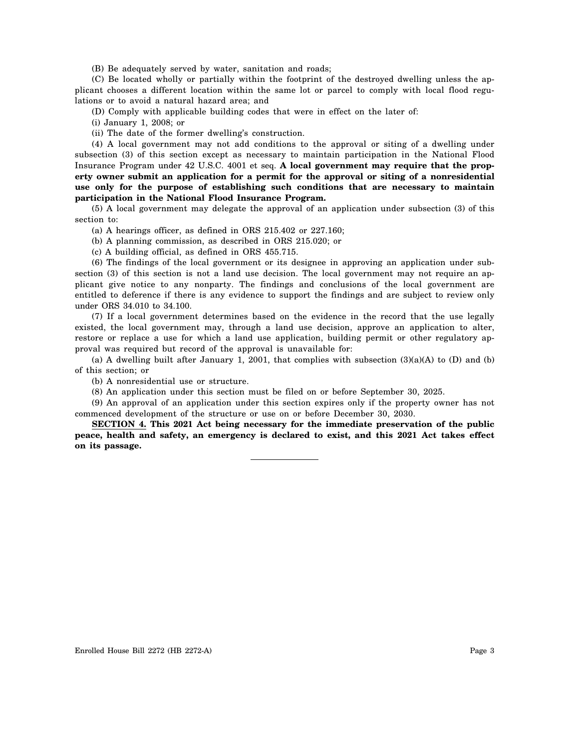(B) Be adequately served by water, sanitation and roads;

(C) Be located wholly or partially within the footprint of the destroyed dwelling unless the applicant chooses a different location within the same lot or parcel to comply with local flood regulations or to avoid a natural hazard area; and

(D) Comply with applicable building codes that were in effect on the later of:

(i) January 1, 2008; or

(ii) The date of the former dwelling's construction.

(4) A local government may not add conditions to the approval or siting of a dwelling under subsection (3) of this section except as necessary to maintain participation in the National Flood Insurance Program under 42 U.S.C. 4001 et seq. **A local government may require that the property owner submit an application for a permit for the approval or siting of a nonresidential use only for the purpose of establishing such conditions that are necessary to maintain participation in the National Flood Insurance Program.**

(5) A local government may delegate the approval of an application under subsection (3) of this section to:

(a) A hearings officer, as defined in ORS 215.402 or 227.160;

(b) A planning commission, as described in ORS 215.020; or

(c) A building official, as defined in ORS 455.715.

(6) The findings of the local government or its designee in approving an application under subsection (3) of this section is not a land use decision. The local government may not require an applicant give notice to any nonparty. The findings and conclusions of the local government are entitled to deference if there is any evidence to support the findings and are subject to review only under ORS 34.010 to 34.100.

(7) If a local government determines based on the evidence in the record that the use legally existed, the local government may, through a land use decision, approve an application to alter, restore or replace a use for which a land use application, building permit or other regulatory approval was required but record of the approval is unavailable for:

(a) A dwelling built after January 1, 2001, that complies with subsection (3)(a)(A) to (D) and (b) of this section; or

(b) A nonresidential use or structure.

(8) An application under this section must be filed on or before September 30, 2025.

(9) An approval of an application under this section expires only if the property owner has not commenced development of the structure or use on or before December 30, 2030.

**SECTION 4. This 2021 Act being necessary for the immediate preservation of the public peace, health and safety, an emergency is declared to exist, and this 2021 Act takes effect on its passage.**

---

Enrolled House Bill 2272 (HB 2272-A)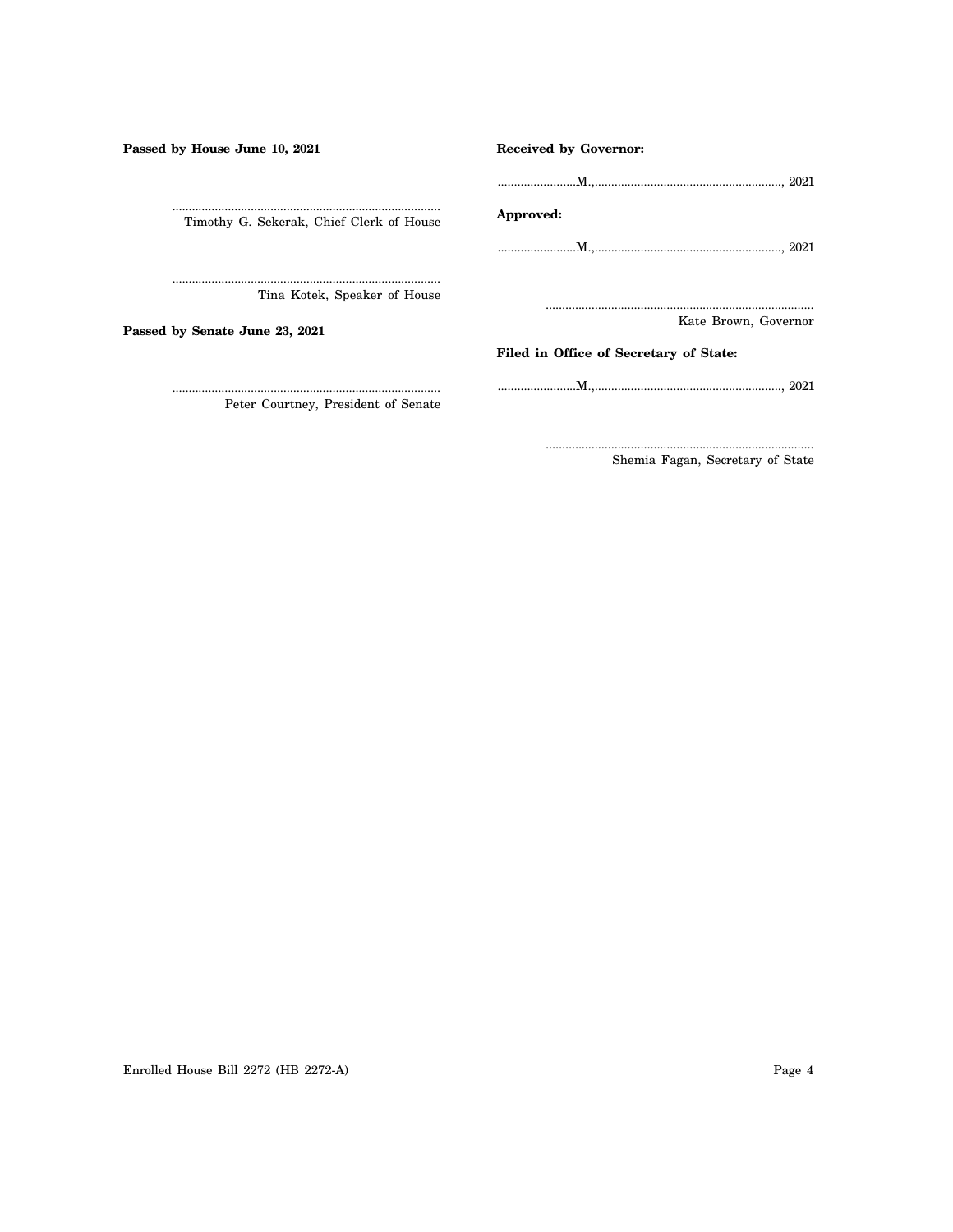**Passed by House June 10, 2021**

..................................................................................
Timothy G. Sekerak, Chief Clerk of House

..................................................................................
Tina Kotek, Speaker of House

**Passed by Senate June 23, 2021**

..................................................................................
Peter Courtney, President of Senate

**Received by Governor:**

........................M.,.........................................................., 2021

**Approved:**

........................M.,.........................................................., 2021

..................................................................................
Kate Brown, Governor

**Filed in Office of Secretary of State:**

........................M.,.........................................................., 2021

..................................................................................
Shemia Fagan, Secretary of State